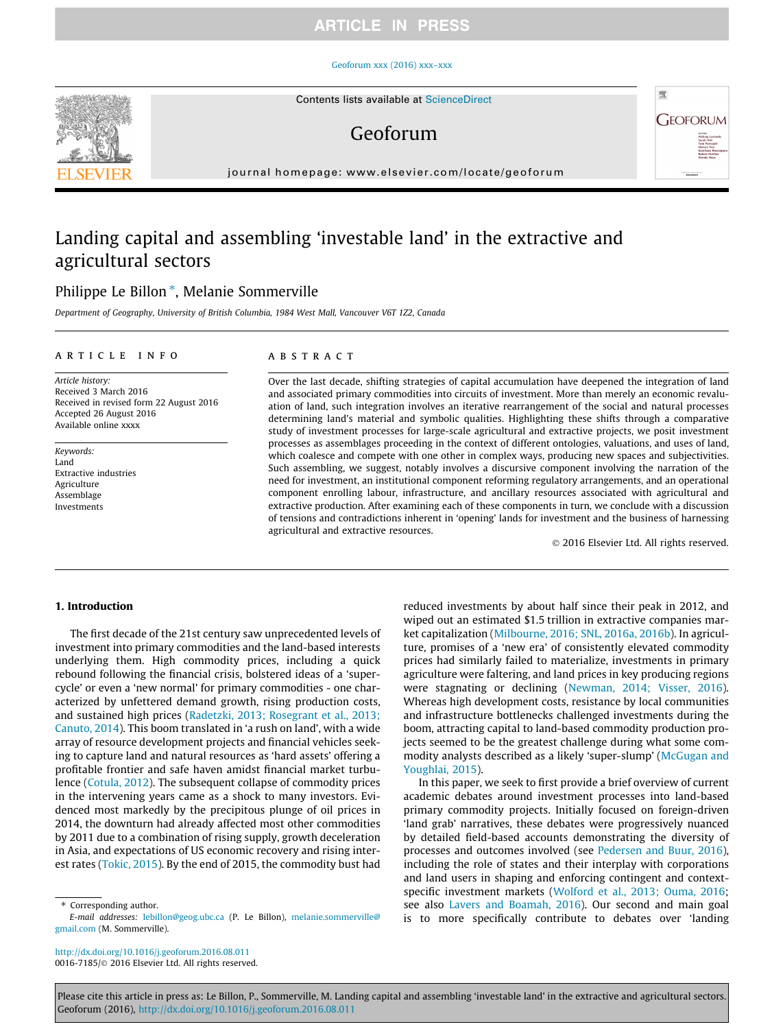# Landing capital and assembling 'investable land' in the extractive and agricultural sectors

Philippe Le Billon *, Melanie Sommerville

*Department of Geography, University of British Columbia, 1984 West Mall, Vancouver V6T 1Z2, Canada*

## ARTICLE INFO

*Article history:*
Received 3 March 2016
Received in revised form 22 August 2016
Accepted 26 August 2016
Available online xxxx

*Keywords:*
Land
Extractive industries
Agriculture
Assemblage
Investments

## ABSTRACT

Over the last decade, shifting strategies of capital accumulation have deepened the integration of land and associated primary commodities into circuits of investment. More than merely an economic revaluation of land, such integration involves an iterative rearrangement of the social and natural processes determining land's material and symbolic qualities. Highlighting these shifts through a comparative study of investment processes for large-scale agricultural and extractive projects, we posit investment processes as assemblages proceeding in the context of different ontologies, valuations, and uses of land, which coalesce and compete with one other in complex ways, producing new spaces and subjectivities. Such assembling, we suggest, notably involves a discursive component involving the narration of the need for investment, an institutional component reforming regulatory arrangements, and an operational component enrolling labour, infrastructure, and ancillary resources associated with agricultural and extractive production. After examining each of these components in turn, we conclude with a discussion of tensions and contradictions inherent in 'opening' lands for investment and the business of harnessing agricultural and extractive resources.

© 2016 Elsevier Ltd. All rights reserved.

## 1. Introduction

The first decade of the 21st century saw unprecedented levels of investment into primary commodities and the land-based interests underlying them. High commodity prices, including a quick rebound following the financial crisis, bolstered ideas of a 'super-cycle' or even a 'new normal' for primary commodities - one characterized by unfettered demand growth, rising production costs, and sustained high prices (Radetzki, 2013; Rosegrant et al., 2013; Canuto, 2014). This boom translated in 'a rush on land', with a wide array of resource development projects and financial vehicles seeking to capture land and natural resources as 'hard assets' offering a profitable frontier and safe haven amidst financial market turbulence (Cotula, 2012). The subsequent collapse of commodity prices in the intervening years came as a shock to many investors. Evidenced most markedly by the precipitous plunge of oil prices in 2014, the downturn had already affected most other commodities by 2011 due to a combination of rising supply, growth deceleration in Asia, and expectations of US economic recovery and rising interest rates (Tokic, 2015). By the end of 2015, the commodity bust had reduced investments by about half since their peak in 2012, and wiped out an estimated $1.5 trillion in extractive companies market capitalization (Milbourne, 2016; SNL, 2016a, 2016b). In agriculture, promises of a 'new era' of consistently elevated commodity prices had similarly failed to materialize, investments in primary agriculture were faltering, and land prices in key producing regions were stagnating or declining (Newman, 2014; Visser, 2016). Whereas high development costs, resistance by local communities and infrastructure bottlenecks challenged investments during the boom, attracting capital to land-based commodity production projects seemed to be the greatest challenge during what some commodity analysts described as a likely 'super-slump' (McGugan and Youghlai, 2015).

In this paper, we seek to first provide a brief overview of current academic debates around investment processes into land-based primary commodity projects. Initially focused on foreign-driven 'land grab' narratives, these debates were progressively nuanced by detailed field-based accounts demonstrating the diversity of processes and outcomes involved (see Pedersen and Buur, 2016), including the role of states and their interplay with corporations and land users in shaping and enforcing contingent and context-specific investment markets (Wolford et al., 2013; Ouma, 2016; see also Lavers and Boamah, 2016). Our second and main goal is to more specifically contribute to debates over 'landing

* Corresponding author.
E-mail addresses: lebillon@geog.ubc.ca (P. Le Billon), melanie.sommerville@gmail.com (M. Sommerville).

http://dx.doi.org/10.1016/j.geoforum.2016.08.011
0016-7185/© 2016 Elsevier Ltd. All rights reserved.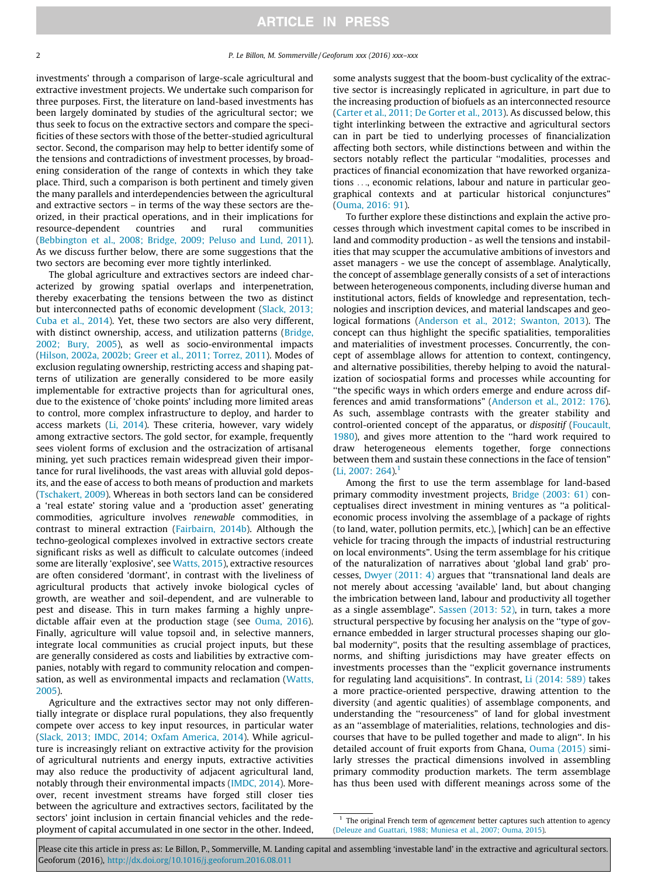investments' through a comparison of large-scale agricultural and extractive investment projects. We undertake such comparison for three purposes. First, the literature on land-based investments has been largely dominated by studies of the agricultural sector; we thus seek to focus on the extractive sectors and compare the specificities of these sectors with those of the better-studied agricultural sector. Second, the comparison may help to better identify some of the tensions and contradictions of investment processes, by broadening consideration of the range of contexts in which they take place. Third, such a comparison is both pertinent and timely given the many parallels and interdependencies between the agricultural and extractive sectors – in terms of the way these sectors are theorized, in their practical operations, and in their implications for resource-dependent countries and rural communities (Bebbington et al., 2008; Bridge, 2009; Peluso and Lund, 2011). As we discuss further below, there are some suggestions that the two sectors are becoming ever more tightly interlinked.

The global agriculture and extractives sectors are indeed characterized by growing spatial overlaps and interpenetration, thereby exacerbating the tensions between the two as distinct but interconnected paths of economic development (Slack, 2013; Cuba et al., 2014). Yet, these two sectors are also very different, with distinct ownership, access, and utilization patterns (Bridge, 2002; Bury, 2005), as well as socio-environmental impacts (Hilson, 2002a, 2002b; Greer et al., 2011; Torrez, 2011). Modes of exclusion regulating ownership, restricting access and shaping patterns of utilization are generally considered to be more easily implementable for extractive projects than for agricultural ones, due to the existence of 'choke points' including more limited areas to control, more complex infrastructure to deploy, and harder to access markets (Li, 2014). These criteria, however, vary widely among extractive sectors. The gold sector, for example, frequently sees violent forms of exclusion and the ostracization of artisanal mining, yet such practices remain widespread given their importance for rural livelihoods, the vast areas with alluvial gold deposits, and the ease of access to both means of production and markets (Tschakert, 2009). Whereas in both sectors land can be considered a 'real estate' storing value and a 'production asset' generating commodities, agriculture involves *renewable* commodities, in contrast to mineral extraction (Fairbairn, 2014b). Although the techno-geological complexes involved in extractive sectors create significant risks as well as difficult to calculate outcomes (indeed some are literally 'explosive', see Watts, 2015), extractive resources are often considered 'dormant', in contrast with the liveliness of agricultural products that actively invoke biological cycles of growth, are weather and soil-dependent, and are vulnerable to pest and disease. This in turn makes farming a highly unpredictable affair even at the production stage (see Ouma, 2016). Finally, agriculture will value topsoil and, in selective manners, integrate local communities as crucial project inputs, but these are generally considered as costs and liabilities by extractive companies, notably with regard to community relocation and compensation, as well as environmental impacts and reclamation (Watts, 2005).

Agriculture and the extractives sector may not only differentially integrate or displace rural populations, they also frequently compete over access to key input resources, in particular water (Slack, 2013; IMDC, 2014; Oxfam America, 2014). While agriculture is increasingly reliant on extractive activity for the provision of agricultural nutrients and energy inputs, extractive activities may also reduce the productivity of adjacent agricultural land, notably through their environmental impacts (IMDC, 2014). Moreover, recent investment streams have forged still closer ties between the agriculture and extractives sectors, facilitated by the sectors' joint inclusion in certain financial vehicles and the redeployment of capital accumulated in one sector in the other. Indeed, some analysts suggest that the boom-bust cyclicality of the extractive sector is increasingly replicated in agriculture, in part due to the increasing production of biofuels as an interconnected resource (Carter et al., 2011; De Gorter et al., 2013). As discussed below, this tight interlinking between the extractive and agricultural sectors can in part be tied to underlying processes of financialization affecting both sectors, while distinctions between and within the sectors notably reflect the particular "modalities, processes and practices of financial economization that have reworked organizations …, economic relations, labour and nature in particular geographical contexts and at particular historical conjunctures" (Ouma, 2016: 91).

To further explore these distinctions and explain the active processes through which investment capital comes to be inscribed in land and commodity production - as well the tensions and instabilities that may scupper the accumulative ambitions of investors and asset managers - we use the concept of assemblage. Analytically, the concept of assemblage generally consists of a set of interactions between heterogeneous components, including diverse human and institutional actors, fields of knowledge and representation, technologies and inscription devices, and material landscapes and geological formations (Anderson et al., 2012; Swanton, 2013). The concept can thus highlight the specific spatialities, temporalities and materialities of investment processes. Concurrently, the concept of assemblage allows for attention to context, contingency, and alternative possibilities, thereby helping to avoid the naturalization of sociospatial forms and processes while accounting for "the specific ways in which orders emerge and endure across differences and amid transformations" (Anderson et al., 2012: 176). As such, assemblage contrasts with the greater stability and control-oriented concept of the apparatus, or *dispositif* (Foucault, 1980), and gives more attention to the "hard work required to draw heterogeneous elements together, forge connections between them and sustain these connections in the face of tension" (Li, 2007: 264).[1]

Among the first to use the term assemblage for land-based primary commodity investment projects, Bridge (2003: 61) conceptualises direct investment in mining ventures as "a political-economic process involving the assemblage of a package of rights (to land, water, pollution permits, etc.), [which] can be an effective vehicle for tracing through the impacts of industrial restructuring on local environments". Using the term assemblage for his critique of the naturalization of narratives about 'global land grab' processes, Dwyer (2011: 4) argues that "transnational land deals are not merely about accessing 'available' land, but about changing the imbrication between land, labour and productivity all together as a single assemblage". Sassen (2013: 52), in turn, takes a more structural perspective by focusing her analysis on the "type of governance embedded in larger structural processes shaping our global modernity", posits that the resulting assemblage of practices, norms, and shifting jurisdictions may have greater effects on investments processes than the "explicit governance instruments for regulating land acquisitions". In contrast, Li (2014: 589) takes a more practice-oriented perspective, drawing attention to the diversity (and agentic qualities) of assemblage components, and understanding the "resourceness" of land for global investment as an "assemblage of materialities, relations, technologies and discourses that have to be pulled together and made to align". In his detailed account of fruit exports from Ghana, Ouma (2015) similarly stresses the practical dimensions involved in assembling primary commodity production markets. The term assemblage has thus been used with different meanings across some of the

[1] The original French term of *agencement* better captures such attention to agency (Deleuze and Guattari, 1988; Muniesa et al., 2007; Ouma, 2015).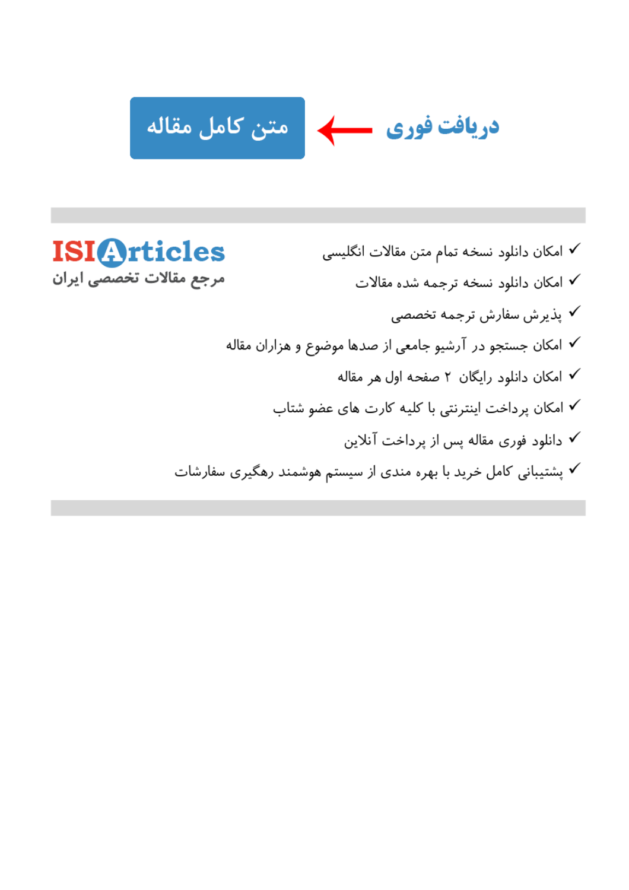دریافت فوری ← متن کامل مقاله

**ISIArticles**
مرجع مقالات تخصصی ایران

- ✓ امکان دانلود نسخه تمام متن مقالات انگلیسی
- ✓ امکان دانلود نسخه ترجمه شده مقالات
- ✓ پذیرش سفارش ترجمه تخصصی
- ✓ امکان جستجو در آرشیو جامعی از صدها موضوع و هزاران مقاله
- ✓ امکان دانلود رایگان ۲ صفحه اول هر مقاله
- ✓ امکان پرداخت اینترنتی با کلیه کارت های عضو شتاب
- ✓ دانلود فوری مقاله پس از پرداخت آنلاین
- ✓ پشتیبانی کامل خرید با بهره مندی از سیستم هوشمند رهگیری سفارشات